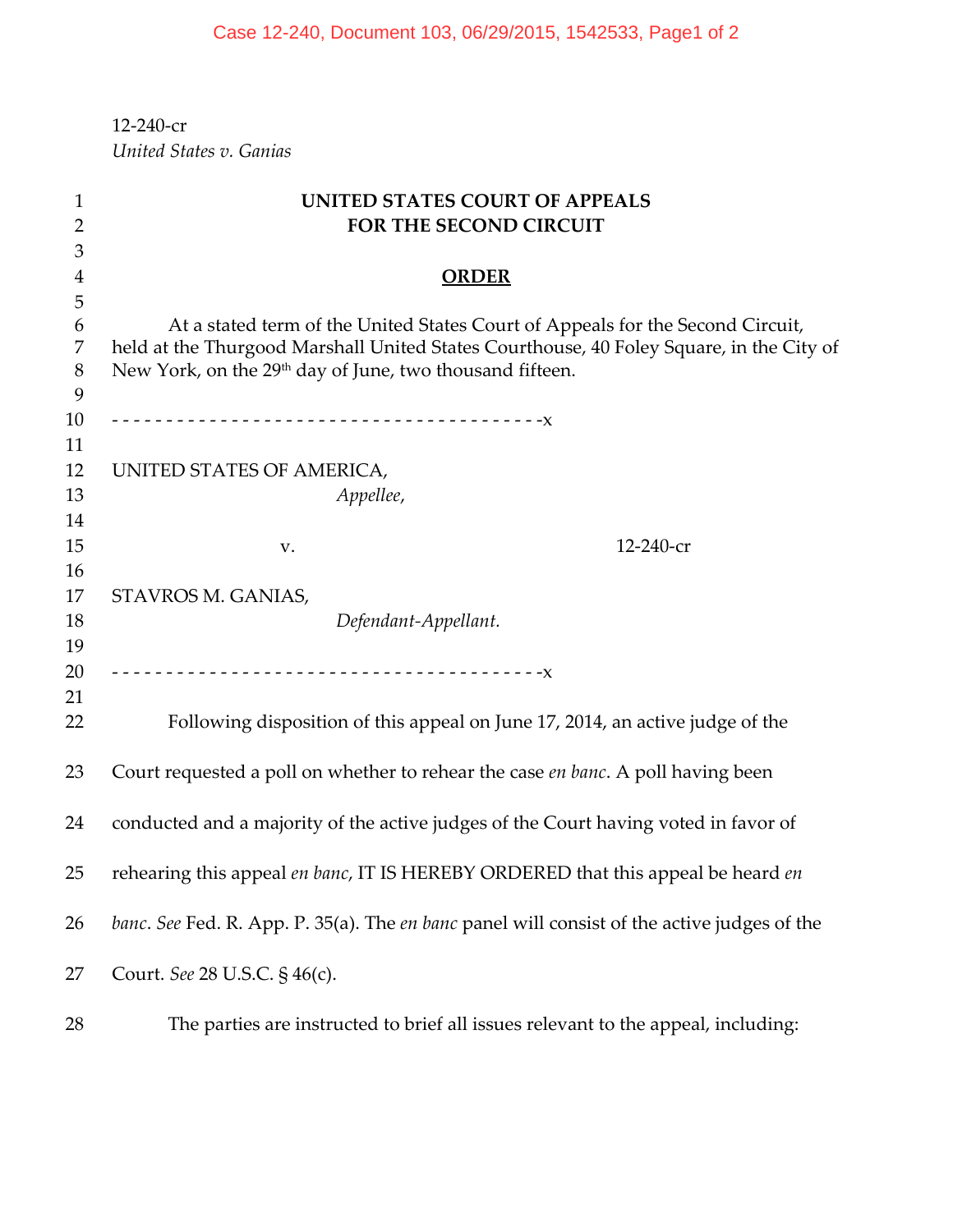12-240-cr
*United States v. Ganias*

**UNITED STATES COURT OF APPEALS**
**FOR THE SECOND CIRCUIT**

**ORDER**

At a stated term of the United States Court of Appeals for the Second Circuit, held at the Thurgood Marshall United States Courthouse, 40 Foley Square, in the City of New York, on the 29th day of June, two thousand fifteen.

- - - - - - - - - - - - - - - - - - - - - - - - - - - - - - - - - - - - - - - -x

UNITED STATES OF AMERICA,
*Appellee*,

v. 12-240-cr

STAVROS M. GANIAS,
*Defendant-Appellant.*

- - - - - - - - - - - - - - - - - - - - - - - - - - - - - - - - - - - - - - - -x

Following disposition of this appeal on June 17, 2014, an active judge of the Court requested a poll on whether to rehear the case *en banc*. A poll having been conducted and a majority of the active judges of the Court having voted in favor of rehearing this appeal *en banc*, IT IS HEREBY ORDERED that this appeal be heard *en banc*. *See* Fed. R. App. P. 35(a). The *en banc* panel will consist of the active judges of the Court. *See* 28 U.S.C. § 46(c).

The parties are instructed to brief all issues relevant to the appeal, including: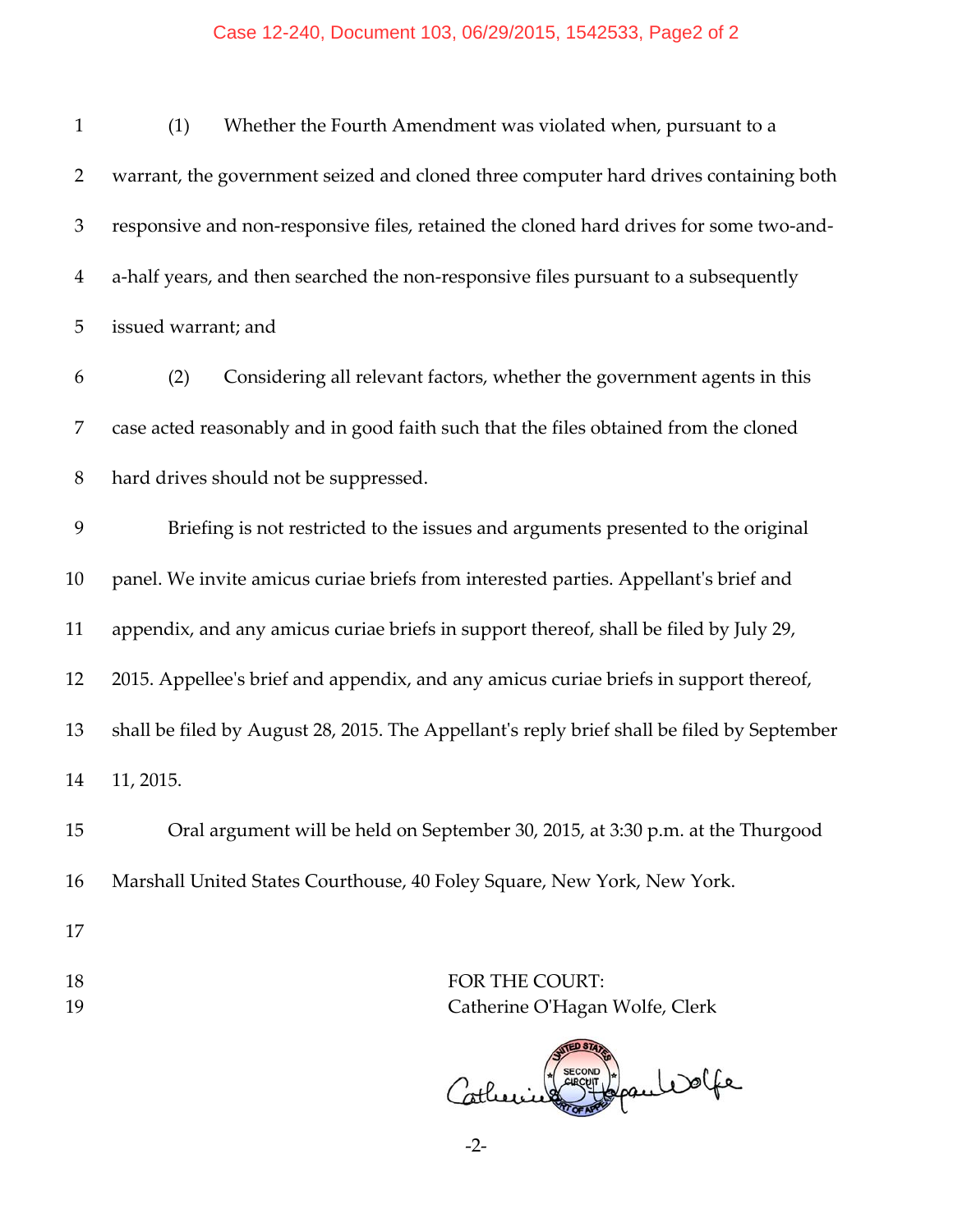(1) Whether the Fourth Amendment was violated when, pursuant to a warrant, the government seized and cloned three computer hard drives containing both responsive and non-responsive files, retained the cloned hard drives for some two-and-a-half years, and then searched the non-responsive files pursuant to a subsequently issued warrant; and

(2) Considering all relevant factors, whether the government agents in this case acted reasonably and in good faith such that the files obtained from the cloned hard drives should not be suppressed.

Briefing is not restricted to the issues and arguments presented to the original panel. We invite amicus curiae briefs from interested parties. Appellant's brief and appendix, and any amicus curiae briefs in support thereof, shall be filed by July 29, 2015. Appellee's brief and appendix, and any amicus curiae briefs in support thereof, shall be filed by August 28, 2015. The Appellant's reply brief shall be filed by September 11, 2015.

Oral argument will be held on September 30, 2015, at 3:30 p.m. at the Thurgood Marshall United States Courthouse, 40 Foley Square, New York, New York.

FOR THE COURT:
Catherine O'Hagan Wolfe, Clerk